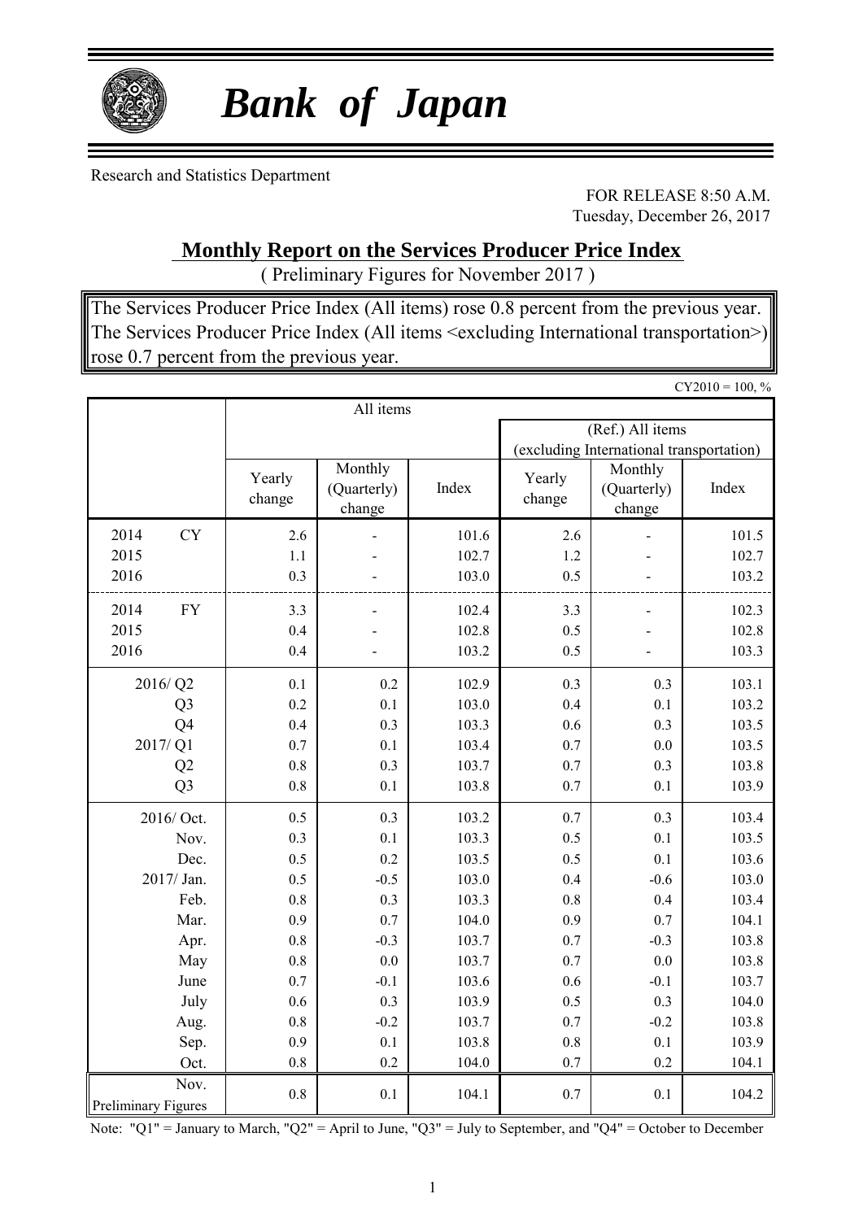# *Bank of Japan*

Research and Statistics Department

FOR RELEASE 8:50 A.M.
Tuesday, December 26, 2017

## Monthly Report on the Services Producer Price Index

( Preliminary Figures for November 2017 )

The Services Producer Price Index (All items) rose 0.8 percent from the previous year.
The Services Producer Price Index (All items <excluding International transportation>) rose 0.7 percent from the previous year.

CY2010 = 100, %

| | All items | | | | | |
|---|---|---|---|---|---|---|
| | | | | (Ref.) All items (excluding International transportation) | | |
| | Yearly change | Monthly (Quarterly) change | Index | Yearly change | Monthly (Quarterly) change | Index |
| 2014 CY | 2.6 | - | 101.6 | 2.6 | - | 101.5 |
| 2015 | 1.1 | - | 102.7 | 1.2 | - | 102.7 |
| 2016 | 0.3 | - | 103.0 | 0.5 | - | 103.2 |
| 2014 FY | 3.3 | - | 102.4 | 3.3 | - | 102.3 |
| 2015 | 0.4 | - | 102.8 | 0.5 | - | 102.8 |
| 2016 | 0.4 | - | 103.2 | 0.5 | - | 103.3 |
| 2016/ Q2 | 0.1 | 0.2 | 102.9 | 0.3 | 0.3 | 103.1 |
| Q3 | 0.2 | 0.1 | 103.0 | 0.4 | 0.1 | 103.2 |
| Q4 | 0.4 | 0.3 | 103.3 | 0.6 | 0.3 | 103.5 |
| 2017/ Q1 | 0.7 | 0.1 | 103.4 | 0.7 | 0.0 | 103.5 |
| Q2 | 0.8 | 0.3 | 103.7 | 0.7 | 0.3 | 103.8 |
| Q3 | 0.8 | 0.1 | 103.8 | 0.7 | 0.1 | 103.9 |
| 2016/ Oct. | 0.5 | 0.3 | 103.2 | 0.7 | 0.3 | 103.4 |
| Nov. | 0.3 | 0.1 | 103.3 | 0.5 | 0.1 | 103.5 |
| Dec. | 0.5 | 0.2 | 103.5 | 0.5 | 0.1 | 103.6 |
| 2017/ Jan. | 0.5 | -0.5 | 103.0 | 0.4 | -0.6 | 103.0 |
| Feb. | 0.8 | 0.3 | 103.3 | 0.8 | 0.4 | 103.4 |
| Mar. | 0.9 | 0.7 | 104.0 | 0.9 | 0.7 | 104.1 |
| Apr. | 0.8 | -0.3 | 103.7 | 0.7 | -0.3 | 103.8 |
| May | 0.8 | 0.0 | 103.7 | 0.7 | 0.0 | 103.8 |
| June | 0.7 | -0.1 | 103.6 | 0.6 | -0.1 | 103.7 |
| July | 0.6 | 0.3 | 103.9 | 0.5 | 0.3 | 104.0 |
| Aug. | 0.8 | -0.2 | 103.7 | 0.7 | -0.2 | 103.8 |
| Sep. | 0.9 | 0.1 | 103.8 | 0.8 | 0.1 | 103.9 |
| Oct. | 0.8 | 0.2 | 104.0 | 0.7 | 0.2 | 104.1 |
| Nov. Preliminary Figures | 0.8 | 0.1 | 104.1 | 0.7 | 0.1 | 104.2 |

Note: "Q1" = January to March, "Q2" = April to June, "Q3" = July to September, and "Q4" = October to December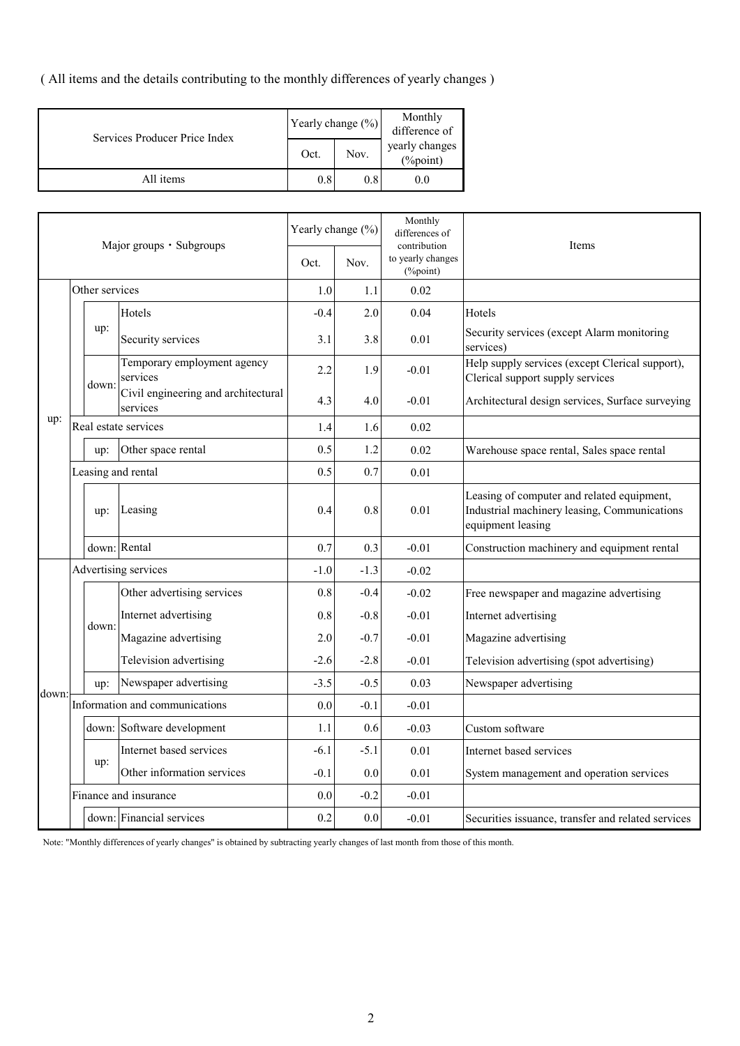( All items and the details contributing to the monthly differences of yearly changes )

| Services Producer Price Index | Yearly change (%) | | Monthly difference of yearly changes (%point) |
|---|---|---|---|
| | Oct. | Nov. | |
| All items | 0.8 | 0.8 | 0.0 |

| | | | Major groups・Subgroups | Yearly change (%) Oct. | Yearly change (%) Nov. | Monthly differences of contribution to yearly changes (%point) | Items |
|---|---|---|---|---|---|---|---|
| up: | Other services | | | 1.0 | 1.1 | 0.02 | |
| | | up: | Hotels | -0.4 | 2.0 | 0.04 | Hotels |
| | | | Security services | 3.1 | 3.8 | 0.01 | Security services (except Alarm monitoring services) |
| | | down: | Temporary employment agency services | 2.2 | 1.9 | -0.01 | Help supply services (except Clerical support), Clerical support supply services |
| | | | Civil engineering and architectural services | 4.3 | 4.0 | -0.01 | Architectural design services, Surface surveying |
| | Real estate services | | | 1.4 | 1.6 | 0.02 | |
| | | up: | Other space rental | 0.5 | 1.2 | 0.02 | Warehouse space rental, Sales space rental |
| | Leasing and rental | | | 0.5 | 0.7 | 0.01 | |
| | | up: | Leasing | 0.4 | 0.8 | 0.01 | Leasing of computer and related equipment, Industrial machinery leasing, Communications equipment leasing |
| | | down: | Rental | 0.7 | 0.3 | -0.01 | Construction machinery and equipment rental |
| down: | Advertising services | | | -1.0 | -1.3 | -0.02 | |
| | | down: | Other advertising services | 0.8 | -0.4 | -0.02 | Free newspaper and magazine advertising |
| | | | Internet advertising | 0.8 | -0.8 | -0.01 | Internet advertising |
| | | | Magazine advertising | 2.0 | -0.7 | -0.01 | Magazine advertising |
| | | | Television advertising | -2.6 | -2.8 | -0.01 | Television advertising (spot advertising) |
| | | up: | Newspaper advertising | -3.5 | -0.5 | 0.03 | Newspaper advertising |
| | Information and communications | | | 0.0 | -0.1 | -0.01 | |
| | | down: | Software development | 1.1 | 0.6 | -0.03 | Custom software |
| | | up: | Internet based services | -6.1 | -5.1 | 0.01 | Internet based services |
| | | | Other information services | -0.1 | 0.0 | 0.01 | System management and operation services |
| | Finance and insurance | | | 0.0 | -0.2 | -0.01 | |
| | | down: | Financial services | 0.2 | 0.0 | -0.01 | Securities issuance, transfer and related services |

Note: "Monthly differences of yearly changes" is obtained by subtracting yearly changes of last month from those of this month.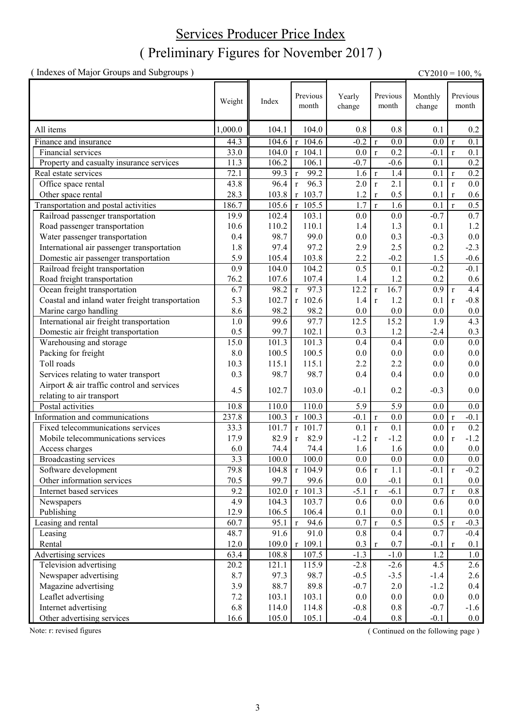# Services Producer Price Index

## ( Preliminary Figures for November 2017 )

( Indexes of Major Groups and Subgroups )

CY2010 = 100, %

| | Weight | Index | Previous month | Yearly change | Previous month | Monthly change | Previous month |
|---|---|---|---|---|---|---|---|
| All items | 1,000.0 | 104.1 | 104.0 | 0.8 | 0.8 | 0.1 | 0.2 |
| Finance and insurance | 44.3 | 104.6 | r 104.6 | -0.2 | r 0.0 | 0.0 | r 0.1 |
| Financial services | 33.0 | 104.0 | r 104.1 | 0.0 | r 0.2 | -0.1 | r 0.1 |
| Property and casualty insurance services | 11.3 | 106.2 | 106.1 | -0.7 | -0.6 | 0.1 | 0.2 |
| Real estate services | 72.1 | 99.3 | r 99.2 | 1.6 | r 1.4 | 0.1 | r 0.2 |
| Office space rental | 43.8 | 96.4 | r 96.3 | 2.0 | r 2.1 | 0.1 | r 0.0 |
| Other space rental | 28.3 | 103.8 | r 103.7 | 1.2 | r 0.5 | 0.1 | r 0.6 |
| Transportation and postal activities | 186.7 | 105.6 | r 105.5 | 1.7 | r 1.6 | 0.1 | r 0.5 |
| Railroad passenger transportation | 19.9 | 102.4 | 103.1 | 0.0 | 0.0 | -0.7 | 0.7 |
| Road passenger transportation | 10.6 | 110.2 | 110.1 | 1.4 | 1.3 | 0.1 | 1.2 |
| Water passenger transportation | 0.4 | 98.7 | 99.0 | 0.0 | 0.3 | -0.3 | 0.0 |
| International air passenger transportation | 1.8 | 97.4 | 97.2 | 2.9 | 2.5 | 0.2 | -2.3 |
| Domestic air passenger transportation | 5.9 | 105.4 | 103.8 | 2.2 | -0.2 | 1.5 | -0.6 |
| Railroad freight transportation | 0.9 | 104.0 | 104.2 | 0.5 | 0.1 | -0.2 | -0.1 |
| Road freight transportation | 76.2 | 107.6 | 107.4 | 1.4 | 1.2 | 0.2 | 0.6 |
| Ocean freight transportation | 6.7 | 98.2 | r 97.3 | 12.2 | r 16.7 | 0.9 | r 4.4 |
| Coastal and inland water freight transportation | 5.3 | 102.7 | r 102.6 | 1.4 | r 1.2 | 0.1 | r -0.8 |
| Marine cargo handling | 8.6 | 98.2 | 98.2 | 0.0 | 0.0 | 0.0 | 0.0 |
| International air freight transportation | 1.0 | 99.6 | 97.7 | 12.5 | 15.2 | 1.9 | 4.3 |
| Domestic air freight transportation | 0.5 | 99.7 | 102.1 | 0.3 | 1.2 | -2.4 | 0.3 |
| Warehousing and storage | 15.0 | 101.3 | 101.3 | 0.4 | 0.4 | 0.0 | 0.0 |
| Packing for freight | 8.0 | 100.5 | 100.5 | 0.0 | 0.0 | 0.0 | 0.0 |
| Toll roads | 10.3 | 115.1 | 115.1 | 2.2 | 2.2 | 0.0 | 0.0 |
| Services relating to water transport | 0.3 | 98.7 | 98.7 | 0.4 | 0.4 | 0.0 | 0.0 |
| Airport & air traffic control and services relating to air transport | 4.5 | 102.7 | 103.0 | -0.1 | 0.2 | -0.3 | 0.0 |
| Postal activities | 10.8 | 110.0 | 110.0 | 5.9 | 5.9 | 0.0 | 0.0 |
| Information and communications | 237.8 | 100.3 | r 100.3 | -0.1 | r 0.0 | 0.0 | r -0.1 |
| Fixed telecommunications services | 33.3 | 101.7 | r 101.7 | 0.1 | r 0.1 | 0.0 | r 0.2 |
| Mobile telecommunications services | 17.9 | 82.9 | r 82.9 | -1.2 | r -1.2 | 0.0 | r -1.2 |
| Access charges | 6.0 | 74.4 | 74.4 | 1.6 | 1.6 | 0.0 | 0.0 |
| Broadcasting services | 3.3 | 100.0 | 100.0 | 0.0 | 0.0 | 0.0 | 0.0 |
| Software development | 79.8 | 104.8 | r 104.9 | 0.6 | r 1.1 | -0.1 | r -0.2 |
| Other information services | 70.5 | 99.7 | 99.6 | 0.0 | -0.1 | 0.1 | 0.0 |
| Internet based services | 9.2 | 102.0 | r 101.3 | -5.1 | r -6.1 | 0.7 | r 0.8 |
| Newspapers | 4.9 | 104.3 | 103.7 | 0.6 | 0.0 | 0.6 | 0.0 |
| Publishing | 12.9 | 106.5 | 106.4 | 0.1 | 0.0 | 0.1 | 0.0 |
| Leasing and rental | 60.7 | 95.1 | r 94.6 | 0.7 | r 0.5 | 0.5 | r -0.3 |
| Leasing | 48.7 | 91.6 | 91.0 | 0.8 | 0.4 | 0.7 | -0.4 |
| Rental | 12.0 | 109.0 | r 109.1 | 0.3 | r 0.7 | -0.1 | r 0.1 |
| Advertising services | 63.4 | 108.8 | 107.5 | -1.3 | -1.0 | 1.2 | 1.0 |
| Television advertising | 20.2 | 121.1 | 115.9 | -2.8 | -2.6 | 4.5 | 2.6 |
| Newspaper advertising | 8.7 | 97.3 | 98.7 | -0.5 | -3.5 | -1.4 | 2.6 |
| Magazine advertising | 3.9 | 88.7 | 89.8 | -0.7 | 2.0 | -1.2 | 0.4 |
| Leaflet advertising | 7.2 | 103.1 | 103.1 | 0.0 | 0.0 | 0.0 | 0.0 |
| Internet advertising | 6.8 | 114.0 | 114.8 | -0.8 | 0.8 | -0.7 | -1.6 |
| Other advertising services | 16.6 | 105.0 | 105.1 | -0.4 | 0.8 | -0.1 | 0.0 |

Note: r: revised figures

( Continued on the following page )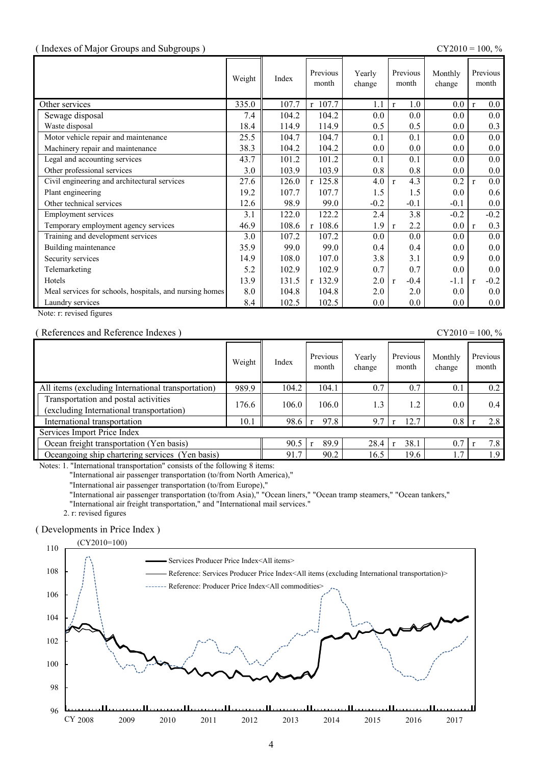( Indexes of Major Groups and Subgroups )

CY2010 = 100, %

| | Weight | Index | Previous month | Yearly change | Previous month | Monthly change | Previous month |
|---|---|---|---|---|---|---|---|
| Other services | 335.0 | 107.7 | r 107.7 | 1.1 | r 1.0 | 0.0 | r 0.0 |
| Sewage disposal | 7.4 | 104.2 | 104.2 | 0.0 | 0.0 | 0.0 | 0.0 |
| Waste disposal | 18.4 | 114.9 | 114.9 | 0.5 | 0.5 | 0.0 | 0.3 |
| Motor vehicle repair and maintenance | 25.5 | 104.7 | 104.7 | 0.1 | 0.1 | 0.0 | 0.0 |
| Machinery repair and maintenance | 38.3 | 104.2 | 104.2 | 0.0 | 0.0 | 0.0 | 0.0 |
| Legal and accounting services | 43.7 | 101.2 | 101.2 | 0.1 | 0.1 | 0.0 | 0.0 |
| Other professional services | 3.0 | 103.9 | 103.9 | 0.8 | 0.8 | 0.0 | 0.0 |
| Civil engineering and architectural services | 27.6 | 126.0 | r 125.8 | 4.0 | r 4.3 | 0.2 | r 0.0 |
| Plant engineering | 19.2 | 107.7 | 107.7 | 1.5 | 1.5 | 0.0 | 0.6 |
| Other technical services | 12.6 | 98.9 | 99.0 | -0.2 | -0.1 | -0.1 | 0.0 |
| Employment services | 3.1 | 122.0 | 122.2 | 2.4 | 3.8 | -0.2 | -0.2 |
| Temporary employment agency services | 46.9 | 108.6 | r 108.6 | 1.9 | r 2.2 | 0.0 | r 0.3 |
| Training and development services | 3.0 | 107.2 | 107.2 | 0.0 | 0.0 | 0.0 | 0.0 |
| Building maintenance | 35.9 | 99.0 | 99.0 | 0.4 | 0.4 | 0.0 | 0.0 |
| Security services | 14.9 | 108.0 | 107.0 | 3.8 | 3.1 | 0.9 | 0.0 |
| Telemarketing | 5.2 | 102.9 | 102.9 | 0.7 | 0.7 | 0.0 | 0.0 |
| Hotels | 13.9 | 131.5 | r 132.9 | 2.0 | r -0.4 | -1.1 | r -0.2 |
| Meal services for schools, hospitals, and nursing homes | 8.0 | 104.8 | 104.8 | 2.0 | 2.0 | 0.0 | 0.0 |
| Laundry services | 8.4 | 102.5 | 102.5 | 0.0 | 0.0 | 0.0 | 0.0 |

Note: r: revised figures

( References and Reference Indexes )

CY2010 = 100, %

| | Weight | Index | Previous month | Yearly change | Previous month | Monthly change | Previous month |
|---|---|---|---|---|---|---|---|
| All items (excluding International transportation) | 989.9 | 104.2 | 104.1 | 0.7 | 0.7 | 0.1 | 0.2 |
| Transportation and postal activities (excluding International transportation) | 176.6 | 106.0 | 106.0 | 1.3 | 1.2 | 0.0 | 0.4 |
| International transportation | 10.1 | 98.6 | r 97.8 | 9.7 | r 12.7 | 0.8 | r 2.8 |
| Services Import Price Index | | | | | | | |
| Ocean freight transportation (Yen basis) | | 90.5 | r 89.9 | 28.4 | r 38.1 | 0.7 | r 7.8 |
| Oceangoing ship chartering services (Yen basis) | | 91.7 | 90.2 | 16.5 | 19.6 | 1.7 | 1.9 |

Notes: 1. "International transportation" consists of the following 8 items:
"International air passenger transportation (to/from North America),"
"International air passenger transportation (to/from Europe),"
"International air passenger transportation (to/from Asia)," "Ocean liners," "Ocean tramp steamers," "Ocean tankers,"
"International air freight transportation," and "International mail services."
2. r: revised figures

( Developments in Price Index )

(CY2010=100)

- Services Producer Price Index<All items>
- Reference: Services Producer Price Index<All items (excluding International transportation)>
- Reference: Producer Price Index<All commodities>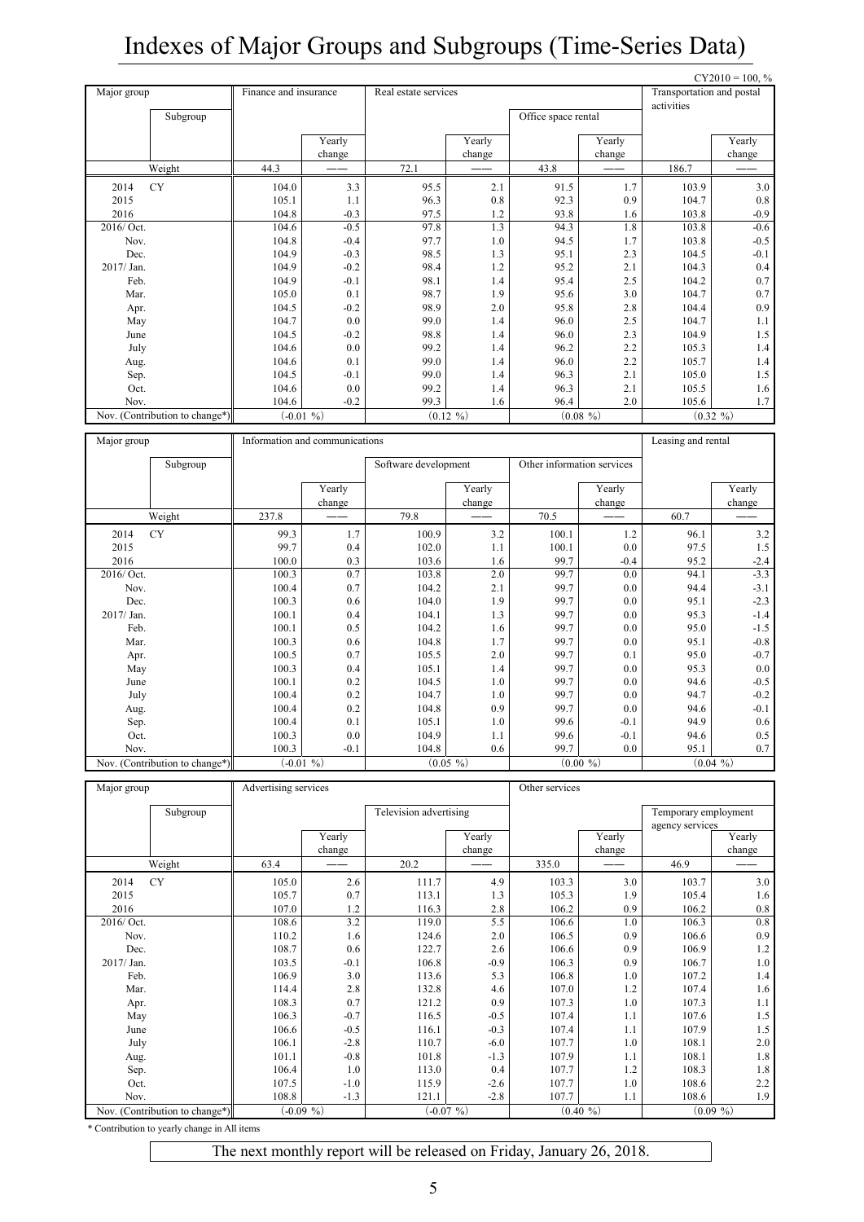# Indexes of Major Groups and Subgroups (Time-Series Data)

CY2010 = 100, %

| Major group | | Finance and insurance | | Real estate services | | | | Transportation and postal activities | |
|---|---|---|---|---|---|---|---|---|---|
| | Subgroup | | | | | Office space rental | | | |
| | | | Yearly change | | Yearly change | | Yearly change | | Yearly change |
| Weight | | 44.3 | ―― | 72.1 | ―― | 43.8 | ―― | 186.7 | ―― |
| 2014 | CY | 104.0 | 3.3 | 95.5 | 2.1 | 91.5 | 1.7 | 103.9 | 3.0 |
| 2015 | | 105.1 | 1.1 | 96.3 | 0.8 | 92.3 | 0.9 | 104.7 | 0.8 |
| 2016 | | 104.8 | -0.3 | 97.5 | 1.2 | 93.8 | 1.6 | 103.8 | -0.9 |
| 2016/ Oct. | | 104.6 | -0.5 | 97.8 | 1.3 | 94.3 | 1.8 | 103.8 | -0.6 |
| Nov. | | 104.8 | -0.4 | 97.7 | 1.0 | 94.5 | 1.7 | 103.8 | -0.5 |
| Dec. | | 104.9 | -0.3 | 98.5 | 1.3 | 95.1 | 2.3 | 104.5 | -0.1 |
| 2017/ Jan. | | 104.9 | -0.2 | 98.4 | 1.2 | 95.2 | 2.1 | 104.3 | 0.4 |
| Feb. | | 104.9 | -0.1 | 98.1 | 1.4 | 95.4 | 2.5 | 104.2 | 0.7 |
| Mar. | | 105.0 | 0.1 | 98.7 | 1.9 | 95.6 | 3.0 | 104.7 | 0.7 |
| Apr. | | 104.5 | -0.2 | 98.9 | 2.0 | 95.8 | 2.8 | 104.4 | 0.9 |
| May | | 104.7 | 0.0 | 99.0 | 1.4 | 96.0 | 2.5 | 104.7 | 1.1 |
| June | | 104.5 | -0.2 | 98.8 | 1.4 | 96.0 | 2.3 | 104.9 | 1.5 |
| July | | 104.6 | 0.0 | 99.2 | 1.4 | 96.2 | 2.2 | 105.3 | 1.4 |
| Aug. | | 104.6 | 0.1 | 99.0 | 1.4 | 96.0 | 2.2 | 105.7 | 1.4 |
| Sep. | | 104.5 | -0.1 | 99.0 | 1.4 | 96.3 | 2.1 | 105.0 | 1.5 |
| Oct. | | 104.6 | 0.0 | 99.2 | 1.4 | 96.3 | 2.1 | 105.5 | 1.6 |
| Nov. | | 104.6 | -0.2 | 99.3 | 1.6 | 96.4 | 2.0 | 105.6 | 1.7 |
| Nov. (Contribution to change*) | | (-0.01 %) | | (0.12 %) | | (0.08 %) | | (0.32 %) | |

| Major group | | Information and communications | | | | | | Leasing and rental | |
|---|---|---|---|---|---|---|---|---|---|
| | Subgroup | | | Software development | | Other information services | | | |
| | | | Yearly change | | Yearly change | | Yearly change | | Yearly change |
| Weight | | 237.8 | ―― | 79.8 | ―― | 70.5 | ―― | 60.7 | ―― |
| 2014 | CY | 99.3 | 1.7 | 100.9 | 3.2 | 100.1 | 1.2 | 96.1 | 3.2 |
| 2015 | | 99.7 | 0.4 | 102.0 | 1.1 | 100.1 | 0.0 | 97.5 | 1.5 |
| 2016 | | 100.0 | 0.3 | 103.6 | 1.6 | 99.7 | -0.4 | 95.2 | -2.4 |
| 2016/ Oct. | | 100.3 | 0.7 | 103.8 | 2.0 | 99.7 | 0.0 | 94.1 | -3.3 |
| Nov. | | 100.4 | 0.7 | 104.2 | 2.1 | 99.7 | 0.0 | 94.4 | -3.1 |
| Dec. | | 100.3 | 0.6 | 104.0 | 1.9 | 99.7 | 0.0 | 95.1 | -2.3 |
| 2017/ Jan. | | 100.1 | 0.4 | 104.1 | 1.3 | 99.7 | 0.0 | 95.3 | -1.4 |
| Feb. | | 100.1 | 0.5 | 104.2 | 1.6 | 99.7 | 0.0 | 95.0 | -1.5 |
| Mar. | | 100.3 | 0.6 | 104.8 | 1.7 | 99.7 | 0.0 | 95.1 | -0.8 |
| Apr. | | 100.5 | 0.7 | 105.5 | 2.0 | 99.7 | 0.1 | 95.0 | -0.7 |
| May | | 100.3 | 0.4 | 105.1 | 1.4 | 99.7 | 0.0 | 95.3 | 0.0 |
| June | | 100.1 | 0.2 | 104.5 | 1.0 | 99.7 | 0.0 | 94.6 | -0.5 |
| July | | 100.4 | 0.2 | 104.7 | 1.0 | 99.7 | 0.0 | 94.7 | -0.2 |
| Aug. | | 100.4 | 0.2 | 104.8 | 0.9 | 99.7 | 0.0 | 94.6 | -0.1 |
| Sep. | | 100.4 | 0.1 | 105.1 | 1.0 | 99.6 | -0.1 | 94.9 | 0.6 |
| Oct. | | 100.3 | 0.0 | 104.9 | 1.1 | 99.6 | -0.1 | 94.6 | 0.5 |
| Nov. | | 100.3 | -0.1 | 104.8 | 0.6 | 99.7 | 0.0 | 95.1 | 0.7 |
| Nov. (Contribution to change*) | | (-0.01 %) | | (0.05 %) | | (0.00 %) | | (0.04 %) | |

| Major group | | Advertising services | | | | Other services | | | |
|---|---|---|---|---|---|---|---|---|---|
| | Subgroup | | | Television advertising | | | | Temporary employment agency services | |
| | | | Yearly change | | Yearly change | | Yearly change | | Yearly change |
| Weight | | 63.4 | ―― | 20.2 | ―― | 335.0 | ―― | 46.9 | ―― |
| 2014 | CY | 105.0 | 2.6 | 111.7 | 4.9 | 103.3 | 3.0 | 103.7 | 3.0 |
| 2015 | | 105.7 | 0.7 | 113.1 | 1.3 | 105.3 | 1.9 | 105.4 | 1.6 |
| 2016 | | 107.0 | 1.2 | 116.3 | 2.8 | 106.2 | 0.9 | 106.2 | 0.8 |
| 2016/ Oct. | | 108.6 | 3.2 | 119.0 | 5.5 | 106.6 | 1.0 | 106.3 | 0.8 |
| Nov. | | 110.2 | 1.6 | 124.6 | 2.0 | 106.5 | 0.9 | 106.6 | 0.9 |
| Dec. | | 108.7 | 0.6 | 122.7 | 2.6 | 106.6 | 0.9 | 106.9 | 1.2 |
| 2017/ Jan. | | 103.5 | -0.1 | 106.8 | -0.9 | 106.3 | 0.9 | 106.7 | 1.0 |
| Feb. | | 106.9 | 3.0 | 113.6 | 5.3 | 106.8 | 1.0 | 107.2 | 1.4 |
| Mar. | | 114.4 | 2.8 | 132.8 | 4.6 | 107.0 | 1.2 | 107.4 | 1.6 |
| Apr. | | 108.3 | 0.7 | 121.2 | 0.9 | 107.3 | 1.0 | 107.3 | 1.1 |
| May | | 106.3 | -0.7 | 116.5 | -0.5 | 107.4 | 1.1 | 107.6 | 1.5 |
| June | | 106.6 | -0.5 | 116.1 | -0.3 | 107.4 | 1.1 | 107.9 | 1.5 |
| July | | 106.1 | -2.8 | 110.7 | -6.0 | 107.7 | 1.0 | 108.1 | 2.0 |
| Aug. | | 101.1 | -0.8 | 101.8 | -1.3 | 107.9 | 1.1 | 108.1 | 1.8 |
| Sep. | | 106.4 | 1.0 | 113.0 | 0.4 | 107.7 | 1.2 | 108.3 | 1.8 |
| Oct. | | 107.5 | -1.0 | 115.9 | -2.6 | 107.7 | 1.0 | 108.6 | 2.2 |
| Nov. | | 108.8 | -1.3 | 121.1 | -2.8 | 107.7 | 1.1 | 108.6 | 1.9 |
| Nov. (Contribution to change*) | | (-0.09 %) | | (-0.07 %) | | (0.40 %) | | (0.09 %) | |

* Contribution to yearly change in All items

The next monthly report will be released on Friday, January 26, 2018.